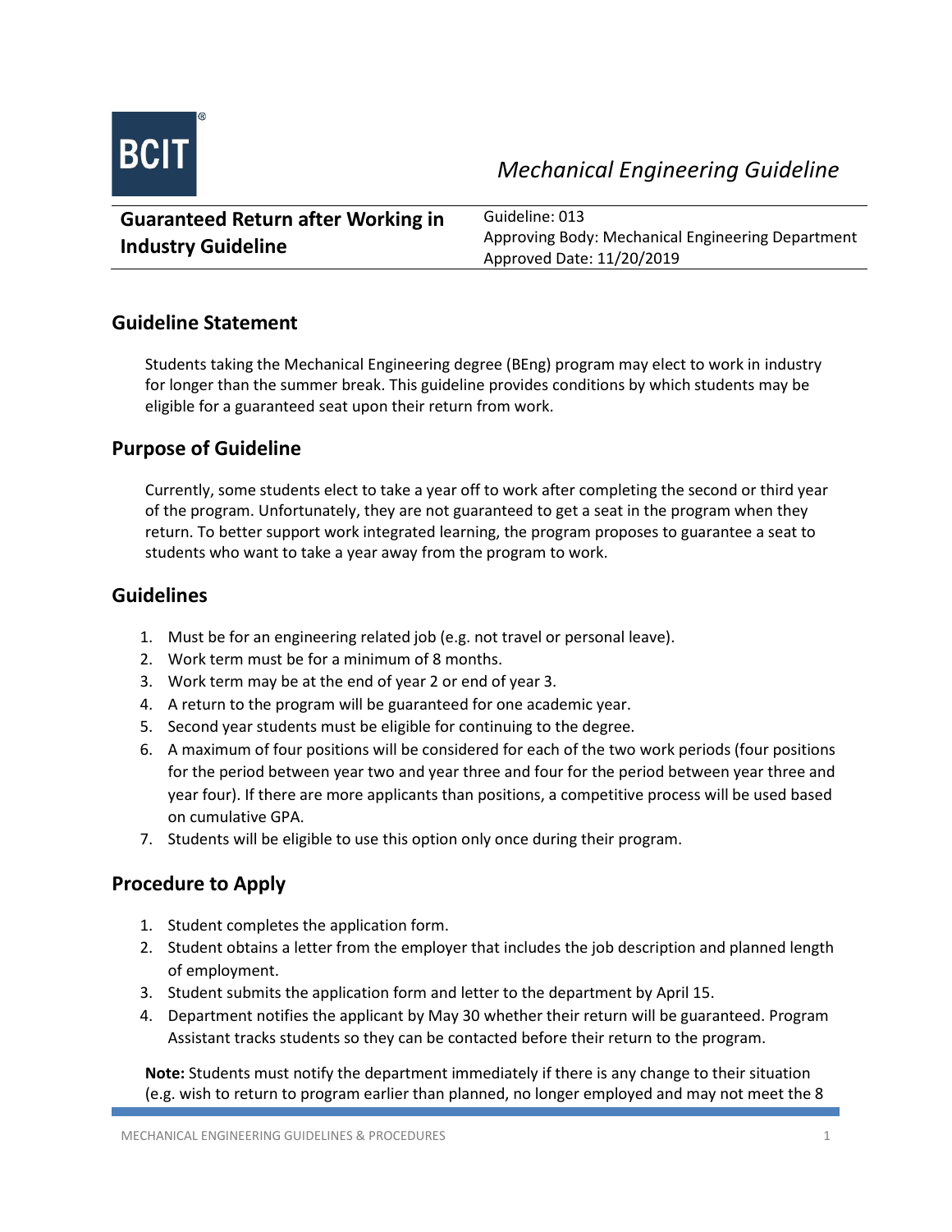*Mechanical Engineering Guideline*

| **Guaranteed Return after Working in Industry Guideline** | Guideline: 013<br>Approving Body: Mechanical Engineering Department<br>Approved Date: 11/20/2019 |
|---|---|

## Guideline Statement

Students taking the Mechanical Engineering degree (BEng) program may elect to work in industry for longer than the summer break. This guideline provides conditions by which students may be eligible for a guaranteed seat upon their return from work.

## Purpose of Guideline

Currently, some students elect to take a year off to work after completing the second or third year of the program. Unfortunately, they are not guaranteed to get a seat in the program when they return. To better support work integrated learning, the program proposes to guarantee a seat to students who want to take a year away from the program to work.

## Guidelines

1. Must be for an engineering related job (e.g. not travel or personal leave).
2. Work term must be for a minimum of 8 months.
3. Work term may be at the end of year 2 or end of year 3.
4. A return to the program will be guaranteed for one academic year.
5. Second year students must be eligible for continuing to the degree.
6. A maximum of four positions will be considered for each of the two work periods (four positions for the period between year two and year three and four for the period between year three and year four). If there are more applicants than positions, a competitive process will be used based on cumulative GPA.
7. Students will be eligible to use this option only once during their program.

## Procedure to Apply

1. Student completes the application form.
2. Student obtains a letter from the employer that includes the job description and planned length of employment.
3. Student submits the application form and letter to the department by April 15.
4. Department notifies the applicant by May 30 whether their return will be guaranteed. Program Assistant tracks students so they can be contacted before their return to the program.

**Note:** Students must notify the department immediately if there is any change to their situation (e.g. wish to return to program earlier than planned, no longer employed and may not meet the 8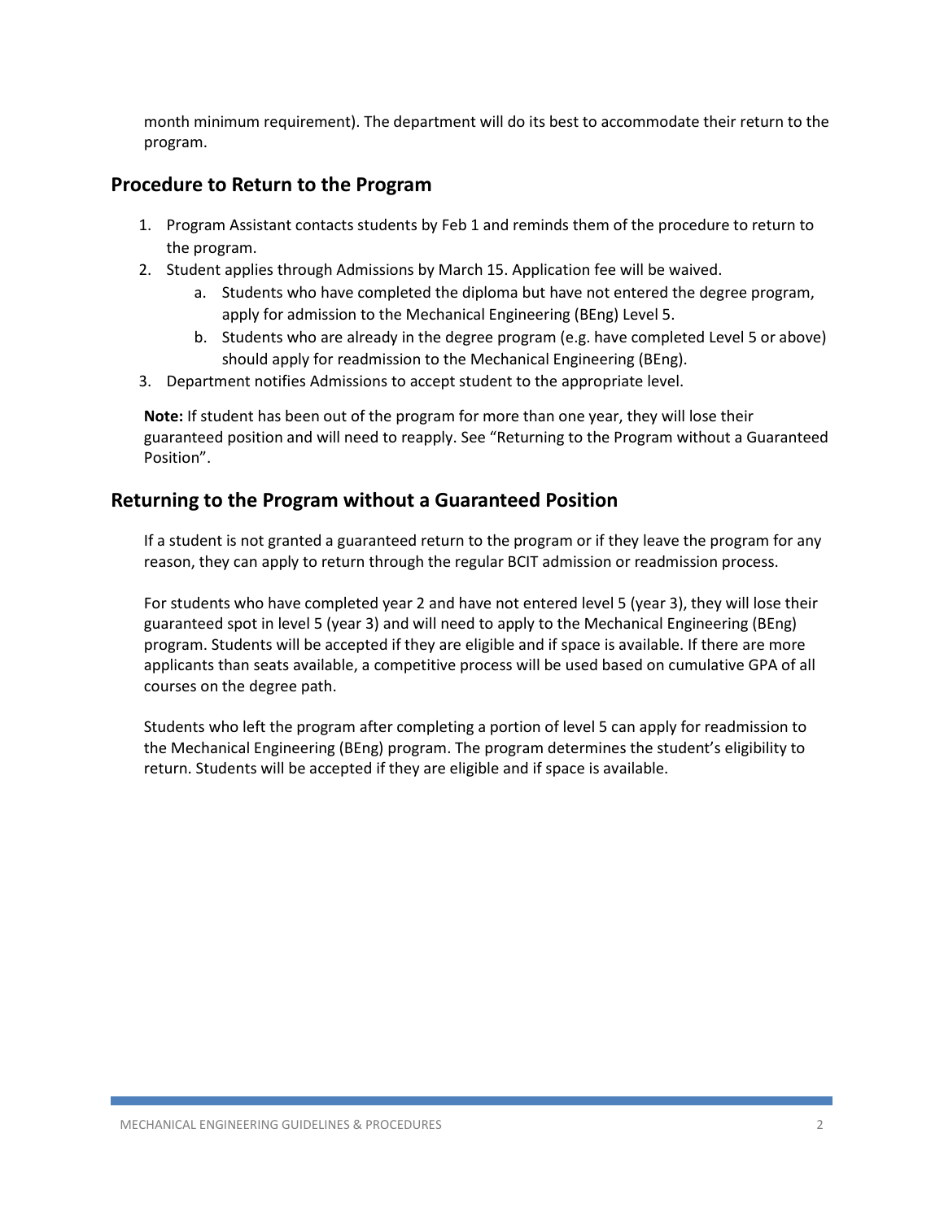month minimum requirement). The department will do its best to accommodate their return to the program.

## Procedure to Return to the Program

1. Program Assistant contacts students by Feb 1 and reminds them of the procedure to return to the program.
2. Student applies through Admissions by March 15. Application fee will be waived.
   a. Students who have completed the diploma but have not entered the degree program, apply for admission to the Mechanical Engineering (BEng) Level 5.
   b. Students who are already in the degree program (e.g. have completed Level 5 or above) should apply for readmission to the Mechanical Engineering (BEng).
3. Department notifies Admissions to accept student to the appropriate level.

**Note:** If student has been out of the program for more than one year, they will lose their guaranteed position and will need to reapply. See "Returning to the Program without a Guaranteed Position".

## Returning to the Program without a Guaranteed Position

If a student is not granted a guaranteed return to the program or if they leave the program for any reason, they can apply to return through the regular BCIT admission or readmission process.

For students who have completed year 2 and have not entered level 5 (year 3), they will lose their guaranteed spot in level 5 (year 3) and will need to apply to the Mechanical Engineering (BEng) program. Students will be accepted if they are eligible and if space is available. If there are more applicants than seats available, a competitive process will be used based on cumulative GPA of all courses on the degree path.

Students who left the program after completing a portion of level 5 can apply for readmission to the Mechanical Engineering (BEng) program. The program determines the student's eligibility to return. Students will be accepted if they are eligible and if space is available.